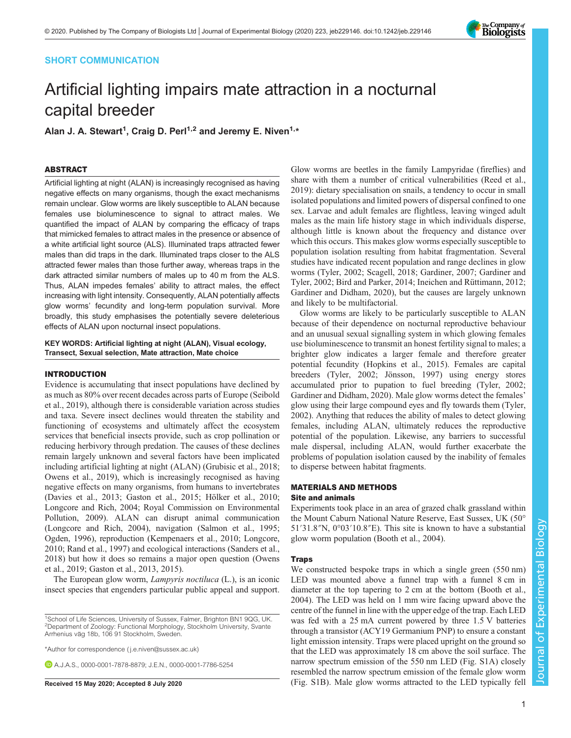SHORT COMMUNICATION

# Artificial lighting impairs mate attraction in a nocturnal capital breeder

Alan J. A. Stewart[1], Craig D. Perl[1,2] and Jeremy E. Niven[1,*]

## ABSTRACT

Artificial lighting at night (ALAN) is increasingly recognised as having negative effects on many organisms, though the exact mechanisms remain unclear. Glow worms are likely susceptible to ALAN because females use bioluminescence to signal to attract males. We quantified the impact of ALAN by comparing the efficacy of traps that mimicked females to attract males in the presence or absence of a white artificial light source (ALS). Illuminated traps attracted fewer males than did traps in the dark. Illuminated traps closer to the ALS attracted fewer males than those further away, whereas traps in the dark attracted similar numbers of males up to 40 m from the ALS. Thus, ALAN impedes females' ability to attract males, the effect increasing with light intensity. Consequently, ALAN potentially affects glow worms' fecundity and long-term population survival. More broadly, this study emphasises the potentially severe deleterious effects of ALAN upon nocturnal insect populations.

**KEY WORDS: Artificial lighting at night (ALAN), Visual ecology, Transect, Sexual selection, Mate attraction, Mate choice**

## INTRODUCTION

Evidence is accumulating that insect populations have declined by as much as 80% over recent decades across parts of Europe (Seibold et al., 2019), although there is considerable variation across studies and taxa. Severe insect declines would threaten the stability and functioning of ecosystems and ultimately affect the ecosystem services that beneficial insects provide, such as crop pollination or reducing herbivory through predation. The causes of these declines remain largely unknown and several factors have been implicated including artificial lighting at night (ALAN) (Grubisic et al., 2018; Owens et al., 2019), which is increasingly recognised as having negative effects on many organisms, from humans to invertebrates (Davies et al., 2013; Gaston et al., 2015; Hölker et al., 2010; Longcore and Rich, 2004; Royal Commission on Environmental Pollution, 2009). ALAN can disrupt animal communication (Longcore and Rich, 2004), navigation (Salmon et al., 1995; Ogden, 1996), reproduction (Kempenaers et al., 2010; Longcore, 2010; Rand et al., 1997) and ecological interactions (Sanders et al., 2018) but how it does so remains a major open question (Owens et al., 2019; Gaston et al., 2013, 2015).

The European glow worm, *Lampyris noctiluca* (L.), is an iconic insect species that engenders particular public appeal and support. Glow worms are beetles in the family Lampyridae (fireflies) and share with them a number of critical vulnerabilities (Reed et al., 2019): dietary specialisation on snails, a tendency to occur in small isolated populations and limited powers of dispersal confined to one sex. Larvae and adult females are flightless, leaving winged adult males as the main life history stage in which individuals disperse, although little is known about the frequency and distance over which this occurs. This makes glow worms especially susceptible to population isolation resulting from habitat fragmentation. Several studies have indicated recent population and range declines in glow worms (Tyler, 2002; Scagell, 2018; Gardiner, 2007; Gardiner and Tyler, 2002; Bird and Parker, 2014; Ineichen and Rüttimann, 2012; Gardiner and Didham, 2020), but the causes are largely unknown and likely to be multifactorial.

Glow worms are likely to be particularly susceptible to ALAN because of their dependence on nocturnal reproductive behaviour and an unusual sexual signalling system in which glowing females use bioluminescence to transmit an honest fertility signal to males; a brighter glow indicates a larger female and therefore greater potential fecundity (Hopkins et al., 2015). Females are capital breeders (Tyler, 2002; Jönsson, 1997) using energy stores accumulated prior to pupation to fuel breeding (Tyler, 2002; Gardiner and Didham, 2020). Male glow worms detect the females' glow using their large compound eyes and fly towards them (Tyler, 2002). Anything that reduces the ability of males to detect glowing females, including ALAN, ultimately reduces the reproductive potential of the population. Likewise, any barriers to successful male dispersal, including ALAN, would further exacerbate the problems of population isolation caused by the inability of females to disperse between habitat fragments.

## MATERIALS AND METHODS

### Site and animals

Experiments took place in an area of grazed chalk grassland within the Mount Caburn National Nature Reserve, East Sussex, UK (50°51′31.8″N, 0°03′10.8″E). This site is known to have a substantial glow worm population (Booth et al., 2004).

### Traps

We constructed bespoke traps in which a single green (550 nm) LED was mounted above a funnel trap with a funnel 8 cm in diameter at the top tapering to 2 cm at the bottom (Booth et al., 2004). The LED was held on 1 mm wire facing upward above the centre of the funnel in line with the upper edge of the trap. Each LED was fed with a 25 mA current powered by three 1.5 V batteries through a transistor (ACY19 Germanium PNP) to ensure a constant light emission intensity. Traps were placed upright on the ground so that the LED was approximately 18 cm above the soil surface. The narrow spectrum emission of the 550 nm LED (Fig. S1A) closely resembled the narrow spectrum emission of the female glow worm (Fig. S1B). Male glow worms attracted to the LED typically fell

[1]School of Life Sciences, University of Sussex, Falmer, Brighton BN1 9QG, UK. [2]Department of Zoology: Functional Morphology, Stockholm University, Svante Arrhenius väg 18b, 106 91 Stockholm, Sweden.

*Author for correspondence (j.e.niven@sussex.ac.uk)

A.J.A.S., 0000-0001-7878-8879; J.E.N., 0000-0001-7786-5254

Received 15 May 2020; Accepted 8 July 2020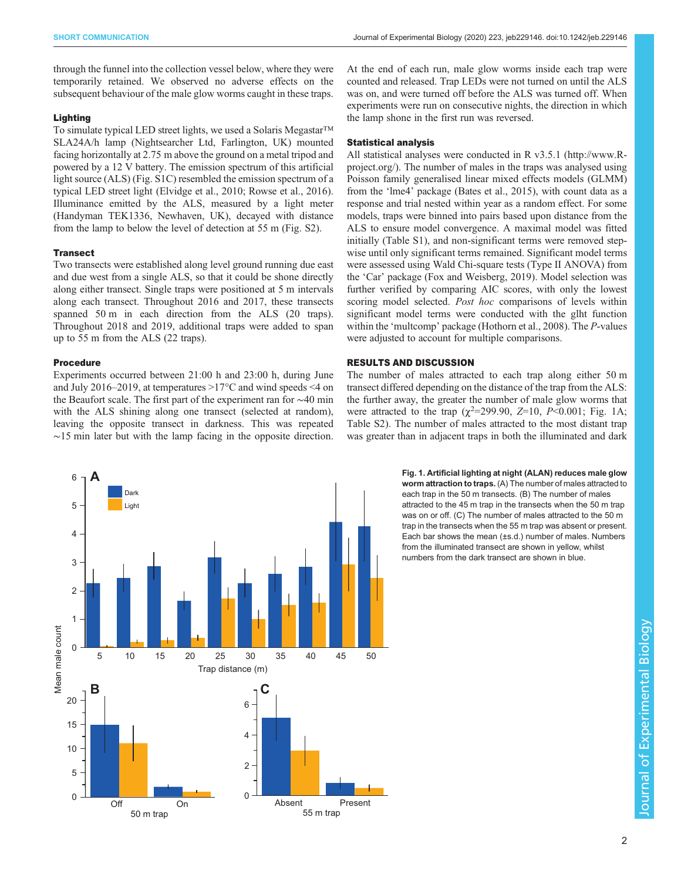through the funnel into the collection vessel below, where they were temporarily retained. We observed no adverse effects on the subsequent behaviour of the male glow worms caught in these traps.

### Lighting

To simulate typical LED street lights, we used a Solaris Megastar™ SLA24A/h lamp (Nightsearcher Ltd, Farlington, UK) mounted facing horizontally at 2.75 m above the ground on a metal tripod and powered by a 12 V battery. The emission spectrum of this artificial light source (ALS) (Fig. S1C) resembled the emission spectrum of a typical LED street light (Elvidge et al., 2010; Rowse et al., 2016). Illuminance emitted by the ALS, measured by a light meter (Handyman TEK1336, Newhaven, UK), decayed with distance from the lamp to below the level of detection at 55 m (Fig. S2).

### Transect

Two transects were established along level ground running due east and due west from a single ALS, so that it could be shone directly along either transect. Single traps were positioned at 5 m intervals along each transect. Throughout 2016 and 2017, these transects spanned 50 m in each direction from the ALS (20 traps). Throughout 2018 and 2019, additional traps were added to span up to 55 m from the ALS (22 traps).

### Procedure

Experiments occurred between 21:00 h and 23:00 h, during June and July 2016–2019, at temperatures >17°C and wind speeds <4 on the Beaufort scale. The first part of the experiment ran for ∼40 min with the ALS shining along one transect (selected at random), leaving the opposite transect in darkness. This was repeated ∼15 min later but with the lamp facing in the opposite direction. At the end of each run, male glow worms inside each trap were counted and released. Trap LEDs were not turned on until the ALS was on, and were turned off before the ALS was turned off. When experiments were run on consecutive nights, the direction in which the lamp shone in the first run was reversed.

### Statistical analysis

All statistical analyses were conducted in R v3.5.1 (http://www.R-project.org/). The number of males in the traps was analysed using Poisson family generalised linear mixed effects models (GLMM) from the 'lme4' package (Bates et al., 2015), with count data as a response and trial nested within year as a random effect. For some models, traps were binned into pairs based upon distance from the ALS to ensure model convergence. A maximal model was fitted initially (Table S1), and non-significant terms were removed step-wise until only significant terms remained. Significant model terms were assessed using Wald Chi-square tests (Type II ANOVA) from the 'Car' package (Fox and Weisberg, 2019). Model selection was further verified by comparing AIC scores, with only the lowest scoring model selected. *Post hoc* comparisons of levels within significant model terms were conducted with the glht function within the 'multcomp' package (Hothorn et al., 2008). The *P*-values were adjusted to account for multiple comparisons.

## RESULTS AND DISCUSSION

The number of males attracted to each trap along either 50 m transect differed depending on the distance of the trap from the ALS: the further away, the greater the number of male glow worms that were attracted to the trap ($\chi^2$=299.90, $Z$=10, $P$<0.001; Fig. 1A; Table S2). The number of males attracted to the most distant trap was greater than in adjacent traps in both the illuminated and dark

**Fig. 1. Artificial lighting at night (ALAN) reduces male glow worm attraction to traps.** (A) The number of males attracted to each trap in the 50 m transects. (B) The number of males attracted to the 45 m trap in the transects when the 50 m trap was on or off. (C) The number of males attracted to the 50 m trap in the transects when the 55 m trap was absent or present. Each bar shows the mean (±s.d.) number of males. Numbers from the illuminated transect are shown in yellow, whilst numbers from the dark transect are shown in blue.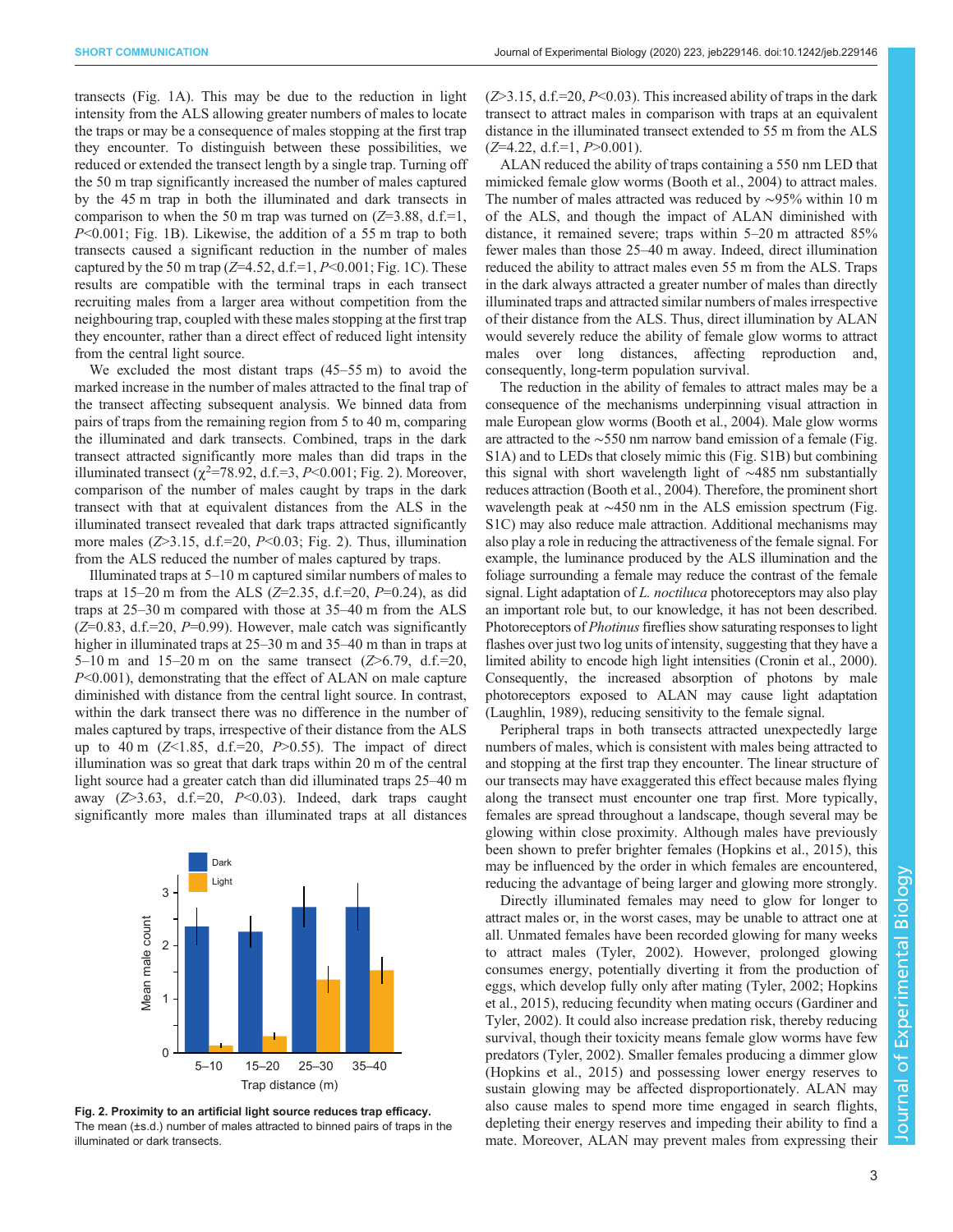transects (Fig. 1A). This may be due to the reduction in light intensity from the ALS allowing greater numbers of males to locate the traps or may be a consequence of males stopping at the first trap they encounter. To distinguish between these possibilities, we reduced or extended the transect length by a single trap. Turning off the 50 m trap significantly increased the number of males captured by the 45 m trap in both the illuminated and dark transects in comparison to when the 50 m trap was turned on ($Z$=3.88, d.f.=1, $P$<0.001; Fig. 1B). Likewise, the addition of a 55 m trap to both transects caused a significant reduction in the number of males captured by the 50 m trap ($Z$=4.52, d.f.=1, $P$<0.001; Fig. 1C). These results are compatible with the terminal traps in each transect recruiting males from a larger area without competition from the neighbouring trap, coupled with these males stopping at the first trap they encounter, rather than a direct effect of reduced light intensity from the central light source.

We excluded the most distant traps (45–55 m) to avoid the marked increase in the number of males attracted to the final trap of the transect affecting subsequent analysis. We binned data from pairs of traps from the remaining region from 5 to 40 m, comparing the illuminated and dark transects. Combined, traps in the dark transect attracted significantly more males than did traps in the illuminated transect ($\chi^2$=78.92, d.f.=3, $P$<0.001; Fig. 2). Moreover, comparison of the number of males caught by traps in the dark transect with that at equivalent distances from the ALS in the illuminated transect revealed that dark traps attracted significantly more males ($Z$>3.15, d.f.=20, $P$<0.03; Fig. 2). Thus, illumination from the ALS reduced the number of males captured by traps.

Illuminated traps at 5–10 m captured similar numbers of males to traps at 15–20 m from the ALS ($Z$=2.35, d.f.=20, $P$=0.24), as did traps at 25–30 m compared with those at 35–40 m from the ALS ($Z$=0.83, d.f.=20, $P$=0.99). However, male catch was significantly higher in illuminated traps at 25–30 m and 35–40 m than in traps at 5–10 m and 15–20 m on the same transect ($Z$>6.79, d.f.=20, $P$<0.001), demonstrating that the effect of ALAN on male capture diminished with distance from the central light source. In contrast, within the dark transect there was no difference in the number of males captured by traps, irrespective of their distance from the ALS up to 40 m ($Z$<1.85, d.f.=20, $P$>0.55). The impact of direct illumination was so great that dark traps within 20 m of the central light source had a greater catch than did illuminated traps 25–40 m away ($Z$>3.63, d.f.=20, $P$<0.03). Indeed, dark traps caught significantly more males than illuminated traps at all distances ($Z$>3.15, d.f.=20, $P$<0.03). This increased ability of traps in the dark transect to attract males in comparison with traps at an equivalent distance in the illuminated transect extended to 55 m from the ALS ($Z$=4.22, d.f.=1, $P$>0.001).

**Fig. 2. Proximity to an artificial light source reduces trap efficacy.** The mean (±s.d.) number of males attracted to binned pairs of traps in the illuminated or dark transects.

ALAN reduced the ability of traps containing a 550 nm LED that mimicked female glow worms (Booth et al., 2004) to attract males. The number of males attracted was reduced by ∼95% within 10 m of the ALS, and though the impact of ALAN diminished with distance, it remained severe; traps within 5–20 m attracted 85% fewer males than those 25–40 m away. Indeed, direct illumination reduced the ability to attract males even 55 m from the ALS. Traps in the dark always attracted a greater number of males than directly illuminated traps and attracted similar numbers of males irrespective of their distance from the ALS. Thus, direct illumination by ALAN would severely reduce the ability of female glow worms to attract males over long distances, affecting reproduction and, consequently, long-term population survival.

The reduction in the ability of females to attract males may be a consequence of the mechanisms underpinning visual attraction in male European glow worms (Booth et al., 2004). Male glow worms are attracted to the ∼550 nm narrow band emission of a female (Fig. S1A) and to LEDs that closely mimic this (Fig. S1B) but combining this signal with short wavelength light of ∼485 nm substantially reduces attraction (Booth et al., 2004). Therefore, the prominent short wavelength peak at ∼450 nm in the ALS emission spectrum (Fig. S1C) may also reduce male attraction. Additional mechanisms may also play a role in reducing the attractiveness of the female signal. For example, the luminance produced by the ALS illumination and the foliage surrounding a female may reduce the contrast of the female signal. Light adaptation of *L. noctiluca* photoreceptors may also play an important role but, to our knowledge, it has not been described. Photoreceptors of *Photinus* fireflies show saturating responses to light flashes over just two log units of intensity, suggesting that they have a limited ability to encode high light intensities (Cronin et al., 2000). Consequently, the increased absorption of photons by male photoreceptors exposed to ALAN may cause light adaptation (Laughlin, 1989), reducing sensitivity to the female signal.

Peripheral traps in both transects attracted unexpectedly large numbers of males, which is consistent with males being attracted to and stopping at the first trap they encounter. The linear structure of our transects may have exaggerated this effect because males flying along the transect must encounter one trap first. More typically, females are spread throughout a landscape, though several may be glowing within close proximity. Although males have previously been shown to prefer brighter females (Hopkins et al., 2015), this may be influenced by the order in which females are encountered, reducing the advantage of being larger and glowing more strongly.

Directly illuminated females may need to glow for longer to attract males or, in the worst cases, may be unable to attract one at all. Unmated females have been recorded glowing for many weeks to attract males (Tyler, 2002). However, prolonged glowing consumes energy, potentially diverting it from the production of eggs, which develop fully only after mating (Tyler, 2002; Hopkins et al., 2015), reducing fecundity when mating occurs (Gardiner and Tyler, 2002). It could also increase predation risk, thereby reducing survival, though their toxicity means female glow worms have few predators (Tyler, 2002). Smaller females producing a dimmer glow (Hopkins et al., 2015) and possessing lower energy reserves to sustain glowing may be affected disproportionately. ALAN may also cause males to spend more time engaged in search flights, depleting their energy reserves and impeding their ability to find a mate. Moreover, ALAN may prevent males from expressing their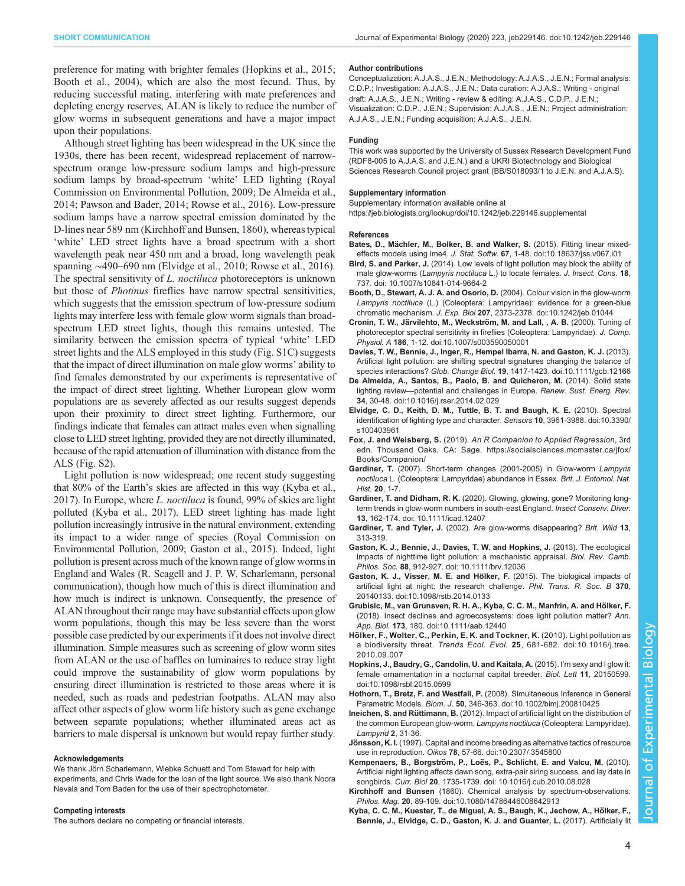preference for mating with brighter females (Hopkins et al., 2015; Booth et al., 2004), which are also the most fecund. Thus, by reducing successful mating, interfering with mate preferences and depleting energy reserves, ALAN is likely to reduce the number of glow worms in subsequent generations and have a major impact upon their populations.

Although street lighting has been widespread in the UK since the 1930s, there has been recent, widespread replacement of narrow-spectrum orange low-pressure sodium lamps and high-pressure sodium lamps by broad-spectrum 'white' LED lighting (Royal Commission on Environmental Pollution, 2009; De Almeida et al., 2014; Pawson and Bader, 2014; Rowse et al., 2016). Low-pressure sodium lamps have a narrow spectral emission dominated by the D-lines near 589 nm (Kirchhoff and Bunsen, 1860), whereas typical 'white' LED street lights have a broad spectrum with a short wavelength peak near 450 nm and a broad, long wavelength peak spanning ∼490–690 nm (Elvidge et al., 2010; Rowse et al., 2016). The spectral sensitivity of *L. noctiluca* photoreceptors is unknown but those of *Photinus* fireflies have narrow spectral sensitivities, which suggests that the emission spectrum of low-pressure sodium lights may interfere less with female glow worm signals than broad-spectrum LED street lights, though this remains untested. The similarity between the emission spectra of typical 'white' LED street lights and the ALS employed in this study (Fig. S1C) suggests that the impact of direct illumination on male glow worms' ability to find females demonstrated by our experiments is representative of the impact of direct street lighting. Whether European glow worm populations are as severely affected as our results suggest depends upon their proximity to direct street lighting. Furthermore, our findings indicate that females can attract males even when signalling close to LED street lighting, provided they are not directly illuminated, because of the rapid attenuation of illumination with distance from the ALS (Fig. S2).

Light pollution is now widespread; one recent study suggesting that 80% of the Earth's skies are affected in this way (Kyba et al., 2017). In Europe, where *L. noctiluca* is found, 99% of skies are light polluted (Kyba et al., 2017). LED street lighting has made light pollution increasingly intrusive in the natural environment, extending its impact to a wider range of species (Royal Commission on Environmental Pollution, 2009; Gaston et al., 2015). Indeed, light pollution is present across much of the known range of glow worms in England and Wales (R. Scagell and J. P. W. Scharlemann, personal communication), though how much of this is direct illumination and how much is indirect is unknown. Consequently, the presence of ALAN throughout their range may have substantial effects upon glow worm populations, though this may be less severe than the worst possible case predicted by our experiments if it does not involve direct illumination. Simple measures such as screening of glow worm sites from ALAN or the use of baffles on luminaires to reduce stray light could improve the sustainability of glow worm populations by ensuring direct illumination is restricted to those areas where it is needed, such as roads and pedestrian footpaths. ALAN may also affect other aspects of glow worm life history such as gene exchange between separate populations; whether illuminated areas act as barriers to male dispersal is unknown but would repay further study.

#### Acknowledgements
We thank Jörn Scharlemann, Wiebke Schuett and Tom Stewart for help with experiments, and Chris Wade for the loan of the light source. We also thank Noora Nevala and Tom Baden for the use of their spectrophotometer.

#### Competing interests
The authors declare no competing or financial interests.

#### Author contributions
Conceptualization: A.J.A.S., J.E.N.; Methodology: A.J.A.S., J.E.N.; Formal analysis: C.D.P.; Investigation: A.J.A.S., J.E.N.; Data curation: A.J.A.S.; Writing - original draft: A.J.A.S., J.E.N.; Writing - review & editing: A.J.A.S., C.D.P., J.E.N.; Visualization: C.D.P., J.E.N.; Supervision: A.J.A.S., J.E.N.; Project administration: A.J.A.S., J.E.N.; Funding acquisition: A.J.A.S., J.E.N.

#### Funding
This work was supported by the University of Sussex Research Development Fund (RDF8-005 to A.J.A.S. and J.E.N.) and a UKRI Biotechnology and Biological Sciences Research Council project grant (BB/S018093/1 to J.E.N. and A.J.A.S).

#### Supplementary information
Supplementary information available online at https://jeb.biologists.org/lookup/doi/10.1242/jeb.229146.supplemental

#### References
**Bates, D., Mächler, M., Bolker, B. and Walker, S.** (2015). Fitting linear mixed-effects models using lme4. *J. Stat. Softw.* **67**, 1-48. doi:10.18637/jss.v067.i01

**Bird, S. and Parker, J.** (2014). Low levels of light pollution may block the ability of male glow-worms (*Lampyris noctiluca* L.) to locate females. *J. Insect. Cons.* **18**, 737. doi: 10.1007/s10841-014-9664-2

**Booth, D., Stewart, A. J. A. and Osorio, D.** (2004). Colour vision in the glow-worm *Lampyris noctiluca* (L.) (Coleoptera: Lampyridae): evidence for a green-blue chromatic mechanism. *J. Exp. Biol* **207**, 2373-2378. doi:10.1242/jeb.01044

**Cronin, T. W., Järvilehto, M., Weckström, M. and Lall, , A. B.** (2000). Tuning of photoreceptor spectral sensitivity in fireflies (Coleoptera: Lampyridae). *J. Comp. Physiol. A* **186**, 1-12. doi:10.1007/s003590050001

**Davies, T. W., Bennie, J., Inger, R., Hempel Ibarra, N. and Gaston, K. J.** (2013). Artificial light pollution: are shifting spectral signatures changing the balance of species interactions? *Glob. Change Biol.* **19**, 1417-1423. doi:10.1111/gcb.12166

**De Almeida, A., Santos, B., Paolo, B. and Quicheron, M.** (2014). Solid state lighting review—potential and challenges in Europe. *Renew. Sust. Energ. Rev.* **34**, 30-48. doi:10.1016/j.rser.2014.02.029

**Elvidge, C. D., Keith, D. M., Tuttle, B. T. and Baugh, K. E.** (2010). Spectral identification of lighting type and character. *Sensors* **10**, 3961-3988. doi:10.3390/s100403961

**Fox, J. and Weisberg, S.** (2019). *An R Companion to Applied Regression*, 3rd edn. Thousand Oaks, CA: Sage. https://socialsciences.mcmaster.ca/jfox/Books/Companion/

**Gardiner, T.** (2007). Short-term changes (2001-2005) in Glow-worm *Lampyris noctiluca* L. (Coleoptera: Lampyridae) abundance in Essex. *Brit. J. Entomol. Nat. Hist.* **20**, 1-7.

**Gardiner, T. and Didham, R. K.** (2020). Glowing, glowing, gone? Monitoring long-term trends in glow-worm numbers in south-east England. *Insect Conserv. Diver.* **13**, 162-174. doi: 10.1111/icad.12407

**Gardiner, T. and Tyler, J.** (2002). Are glow-worms disappearing? *Brit. Wild* **13**, 313-319.

**Gaston, K. J., Bennie, J., Davies, T. W. and Hopkins, J.** (2013). The ecological impacts of nighttime light pollution: a mechanistic appraisal. *Biol. Rev. Camb. Philos. Soc.* **88**, 912-927. doi: 10.1111/brv.12036

**Gaston, K. J., Visser, M. E. and Hölker, F.** (2015). The biological impacts of artificial light at night: the research challenge. *Phil. Trans. R. Soc. B* **370**, 20140133. doi:10.1098/rstb.2014.0133

**Grubisic, M., van Grunsven, R. H. A., Kyba, C. C. M., Manfrin, A. and Hölker, F.** (2018). Insect declines and agroecosystems: does light pollution matter? *Ann. App. Biol.* **173**, 180. doi:10.1111/aab.12440

**Hölker, F., Wolter, C., Perkin, E. K. and Tockner, K.** (2010). Light pollution as a biodiversity threat. *Trends Ecol. Evol.* **25**, 681-682. doi:10.1016/j.tree.2010.09.007

**Hopkins, J., Baudry, G., Candolin, U. and Kaitala, A.** (2015). I'm sexy and I glow it: female ornamentation in a nocturnal capital breeder. *Biol. Lett* **11**, 20150599. doi:10.1098/rsbl.2015.0599

**Hothorn, T., Bretz, F. and Westfall, P.** (2008). Simultaneous Inference in General Parametric Models. *Biom. J.* **50**, 346-363. doi:10.1002/bimj.200810425

**Ineichen, S. and Rüttimann, B.** (2012). Impact of artificial light on the distribution of the common European glow-worm, *Lampyris noctiluca* (Coleoptera: Lampyridae). *Lampyrid* **2**, 31-36.

**Jönsson, K. I.** (1997). Capital and income breeding as alternative tactics of resource use in reproduction. *Oikos* **78**, 57-66. doi:10.2307/ 3545800

**Kempenaers, B., Borgström, P., Loës, P., Schlicht, E. and Valcu, M.** (2010). Artificial night lighting affects dawn song, extra-pair siring success, and lay date in songbirds. *Curr. Biol* **20**, 1735-1739. doi: 10.1016/j.cub.2010.08.028

**Kirchhoff and Bunsen** (1860). Chemical analysis by spectrum-observations. *Philos. Mag.* **20**, 89-109. doi:10.1080/14786446008642913

**Kyba, C. C. M., Kuester, T., de Miguel, A. S., Baugh, K., Jechow, A., Hölker, F., Bennie, J., Elvidge, C. D., Gaston, K. J. and Guanter, L.** (2017). Artificially lit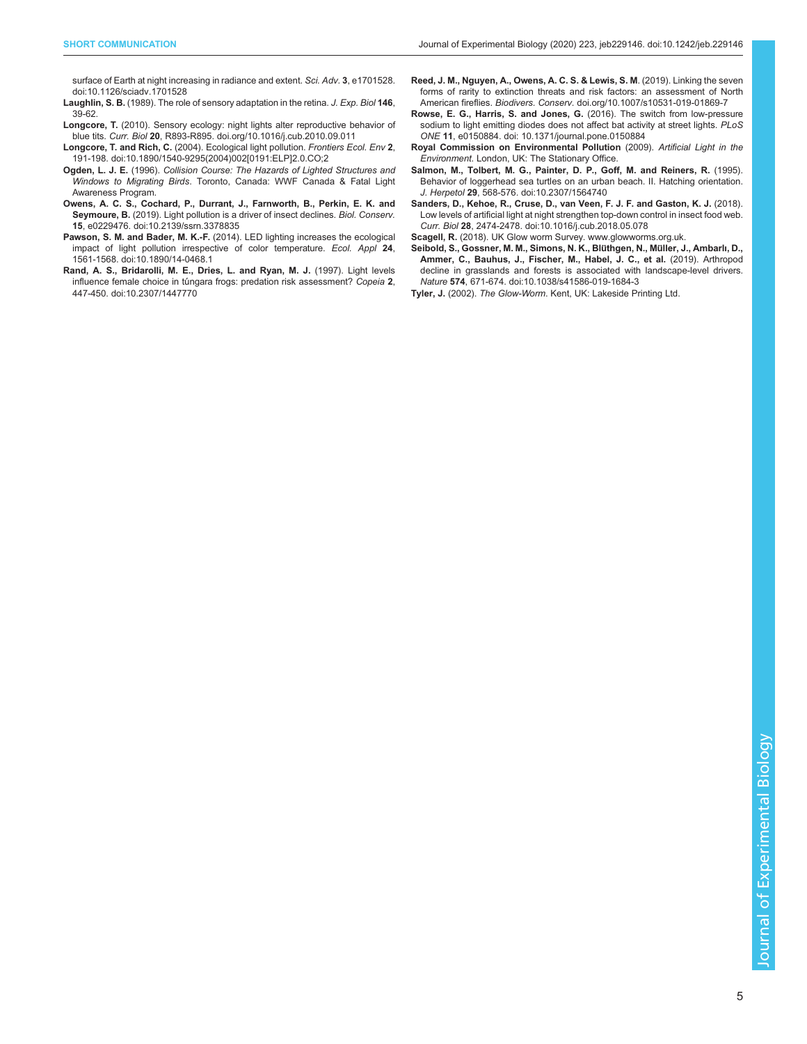surface of Earth at night increasing in radiance and extent. *Sci. Adv.* **3**, e1701528. doi:10.1126/sciadv.1701528

**Laughlin, S. B.** (1989). The role of sensory adaptation in the retina. *J. Exp. Biol* **146**, 39-62.

**Longcore, T.** (2010). Sensory ecology: night lights alter reproductive behavior of blue tits. *Curr. Biol* **20**, R893-R895. doi.org/10.1016/j.cub.2010.09.011

**Longcore, T. and Rich, C.** (2004). Ecological light pollution. *Frontiers Ecol. Env* **2**, 191-198. doi:10.1890/1540-9295(2004)002[0191:ELP]2.0.CO;2

**Ogden, L. J. E.** (1996). *Collision Course: The Hazards of Lighted Structures and Windows to Migrating Birds*. Toronto, Canada: WWF Canada & Fatal Light Awareness Program.

**Owens, A. C. S., Cochard, P., Durrant, J., Farnworth, B., Perkin, E. K. and Seymoure, B.** (2019). Light pollution is a driver of insect declines. *Biol. Conserv.* **15**, e0229476. doi:10.2139/ssrn.3378835

**Pawson, S. M. and Bader, M. K.-F.** (2014). LED lighting increases the ecological impact of light pollution irrespective of color temperature. *Ecol. Appl* **24**, 1561-1568. doi:10.1890/14-0468.1

**Rand, A. S., Bridarolli, M. E., Dries, L. and Ryan, M. J.** (1997). Light levels influence female choice in túngara frogs: predation risk assessment? *Copeia* **2**, 447-450. doi:10.2307/1447770

**Reed, J. M., Nguyen, A., Owens, A. C. S. & Lewis, S. M** (2019). Linking the seven forms of rarity to extinction threats and risk factors: an assessment of North American fireflies. *Biodivers. Conserv.* doi.org/10.1007/s10531-019-01869-7

**Rowse, E. G., Harris, S. and Jones, G.** (2016). The switch from low-pressure sodium to light emitting diodes does not affect bat activity at street lights. *PLoS ONE* **11**, e0150884. doi: 10.1371/journal.pone.0150884

**Royal Commission on Environmental Pollution** (2009). *Artificial Light in the Environment*. London, UK: The Stationary Office.

**Salmon, M., Tolbert, M. G., Painter, D. P., Goff, M. and Reiners, R.** (1995). Behavior of loggerhead sea turtles on an urban beach. II. Hatching orientation. *J. Herpetol* **29**, 568-576. doi:10.2307/1564740

**Sanders, D., Kehoe, R., Cruse, D., van Veen, F. J. F. and Gaston, K. J.** (2018). Low levels of artificial light at night strengthen top-down control in insect food web. *Curr. Biol* **28**, 2474-2478. doi:10.1016/j.cub.2018.05.078

**Scagell, R.** (2018). UK Glow worm Survey. www.glowworms.org.uk.

**Seibold, S., Gossner, M. M., Simons, N. K., Blüthgen, N., Müller, J., Ambarlı, D., Ammer, C., Bauhus, J., Fischer, M., Habel, J. C., et al.** (2019). Arthropod decline in grasslands and forests is associated with landscape-level drivers. *Nature* **574**, 671-674. doi:10.1038/s41586-019-1684-3

**Tyler, J.** (2002). *The Glow-Worm*. Kent, UK: Lakeside Printing Ltd.